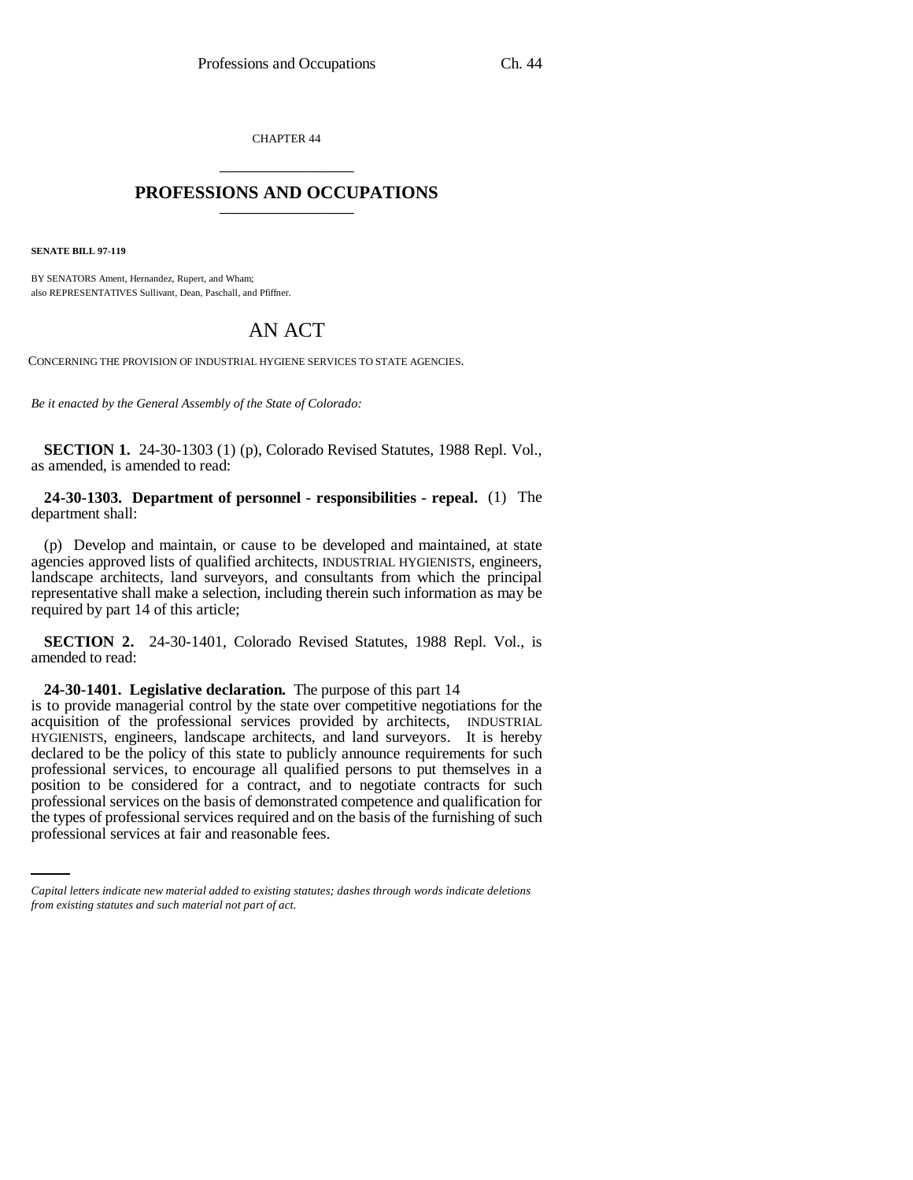CHAPTER 44

# PROFESSIONS AND OCCUPATIONS

**SENATE BILL 97-119**

BY SENATORS Ament, Hernandez, Rupert, and Wham;
also REPRESENTATIVES Sullivant, Dean, Paschall, and Pfiffner.

## AN ACT

CONCERNING THE PROVISION OF INDUSTRIAL HYGIENE SERVICES TO STATE AGENCIES.

*Be it enacted by the General Assembly of the State of Colorado:*

**SECTION 1.** 24-30-1303 (1) (p), Colorado Revised Statutes, 1988 Repl. Vol., as amended, is amended to read:

**24-30-1303. Department of personnel - responsibilities - repeal.** (1) The department shall:

(p) Develop and maintain, or cause to be developed and maintained, at state agencies approved lists of qualified architects, INDUSTRIAL HYGIENISTS, engineers, landscape architects, land surveyors, and consultants from which the principal representative shall make a selection, including therein such information as may be required by part 14 of this article;

**SECTION 2.** 24-30-1401, Colorado Revised Statutes, 1988 Repl. Vol., is amended to read:

**24-30-1401. Legislative declaration.** The purpose of this part 14 is to provide managerial control by the state over competitive negotiations for the acquisition of the professional services provided by architects, INDUSTRIAL HYGIENISTS, engineers, landscape architects, and land surveyors. It is hereby declared to be the policy of this state to publicly announce requirements for such professional services, to encourage all qualified persons to put themselves in a position to be considered for a contract, and to negotiate contracts for such professional services on the basis of demonstrated competence and qualification for the types of professional services required and on the basis of the furnishing of such professional services at fair and reasonable fees.

*Capital letters indicate new material added to existing statutes; dashes through words indicate deletions from existing statutes and such material not part of act.*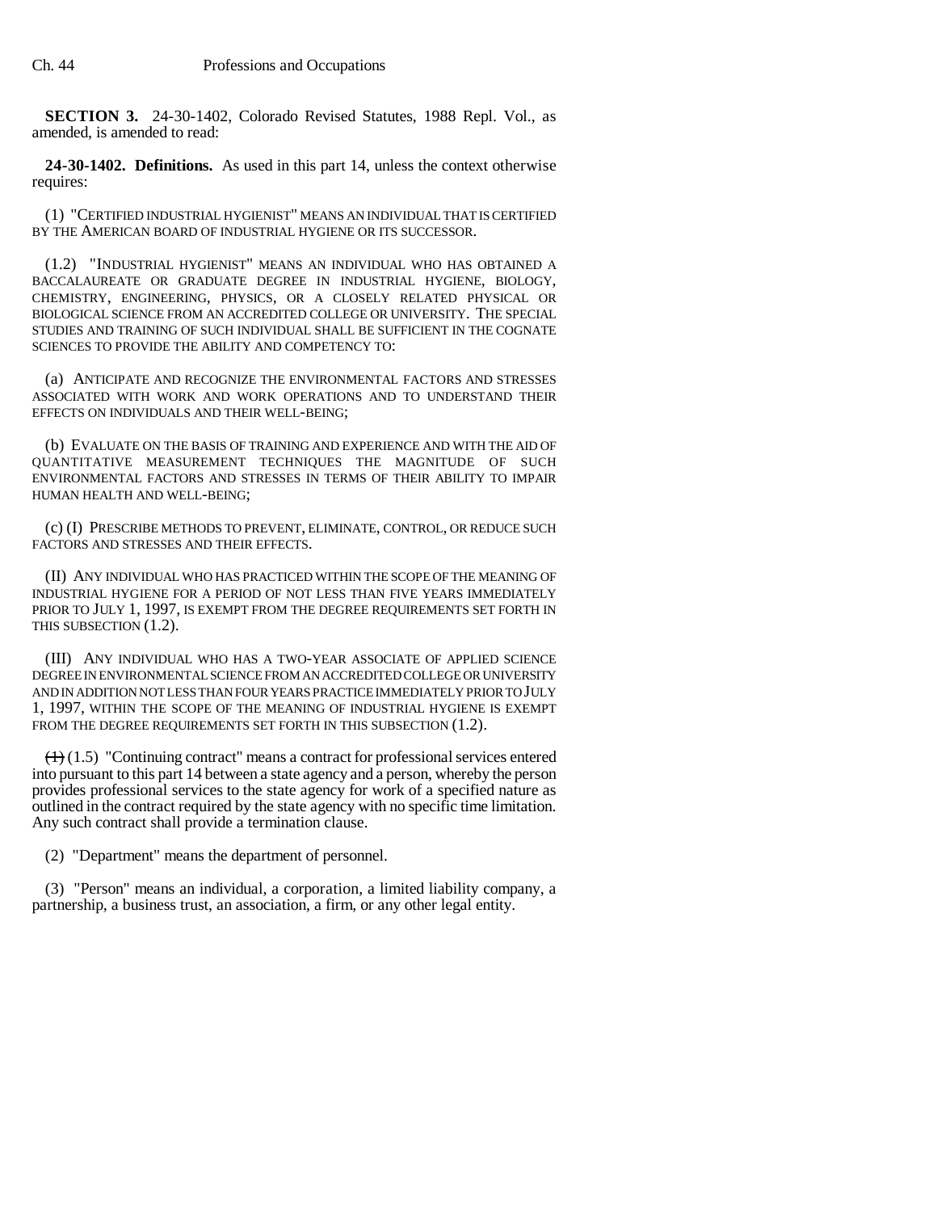**SECTION 3.** 24-30-1402, Colorado Revised Statutes, 1988 Repl. Vol., as amended, is amended to read:

**24-30-1402. Definitions.** As used in this part 14, unless the context otherwise requires:

(1) "CERTIFIED INDUSTRIAL HYGIENIST" MEANS AN INDIVIDUAL THAT IS CERTIFIED BY THE AMERICAN BOARD OF INDUSTRIAL HYGIENE OR ITS SUCCESSOR.

(1.2) "INDUSTRIAL HYGIENIST" MEANS AN INDIVIDUAL WHO HAS OBTAINED A BACCALAUREATE OR GRADUATE DEGREE IN INDUSTRIAL HYGIENE, BIOLOGY, CHEMISTRY, ENGINEERING, PHYSICS, OR A CLOSELY RELATED PHYSICAL OR BIOLOGICAL SCIENCE FROM AN ACCREDITED COLLEGE OR UNIVERSITY. THE SPECIAL STUDIES AND TRAINING OF SUCH INDIVIDUAL SHALL BE SUFFICIENT IN THE COGNATE SCIENCES TO PROVIDE THE ABILITY AND COMPETENCY TO:

(a) ANTICIPATE AND RECOGNIZE THE ENVIRONMENTAL FACTORS AND STRESSES ASSOCIATED WITH WORK AND WORK OPERATIONS AND TO UNDERSTAND THEIR EFFECTS ON INDIVIDUALS AND THEIR WELL-BEING;

(b) EVALUATE ON THE BASIS OF TRAINING AND EXPERIENCE AND WITH THE AID OF QUANTITATIVE MEASUREMENT TECHNIQUES THE MAGNITUDE OF SUCH ENVIRONMENTAL FACTORS AND STRESSES IN TERMS OF THEIR ABILITY TO IMPAIR HUMAN HEALTH AND WELL-BEING;

(c) (I) PRESCRIBE METHODS TO PREVENT, ELIMINATE, CONTROL, OR REDUCE SUCH FACTORS AND STRESSES AND THEIR EFFECTS.

(II) ANY INDIVIDUAL WHO HAS PRACTICED WITHIN THE SCOPE OF THE MEANING OF INDUSTRIAL HYGIENE FOR A PERIOD OF NOT LESS THAN FIVE YEARS IMMEDIATELY PRIOR TO JULY 1, 1997, IS EXEMPT FROM THE DEGREE REQUIREMENTS SET FORTH IN THIS SUBSECTION (1.2).

(III) ANY INDIVIDUAL WHO HAS A TWO-YEAR ASSOCIATE OF APPLIED SCIENCE DEGREE IN ENVIRONMENTAL SCIENCE FROM AN ACCREDITED COLLEGE OR UNIVERSITY AND IN ADDITION NOT LESS THAN FOUR YEARS PRACTICE IMMEDIATELY PRIOR TO JULY 1, 1997, WITHIN THE SCOPE OF THE MEANING OF INDUSTRIAL HYGIENE IS EXEMPT FROM THE DEGREE REQUIREMENTS SET FORTH IN THIS SUBSECTION (1.2).

~~(1)~~ (1.5) "Continuing contract" means a contract for professional services entered into pursuant to this part 14 between a state agency and a person, whereby the person provides professional services to the state agency for work of a specified nature as outlined in the contract required by the state agency with no specific time limitation. Any such contract shall provide a termination clause.

(2) "Department" means the department of personnel.

(3) "Person" means an individual, a corporation, a limited liability company, a partnership, a business trust, an association, a firm, or any other legal entity.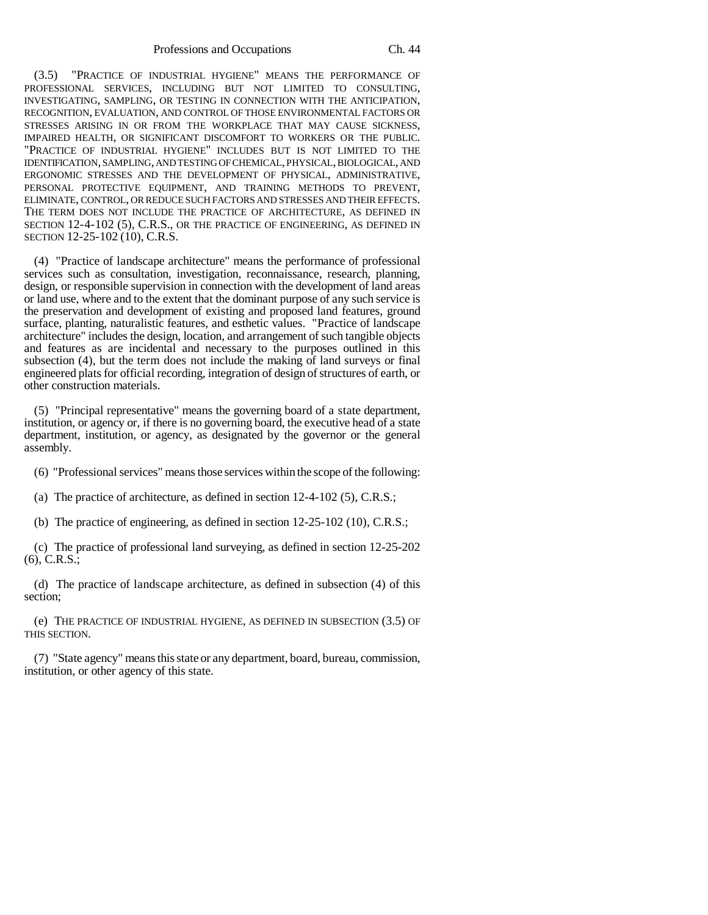(3.5) "PRACTICE OF INDUSTRIAL HYGIENE" MEANS THE PERFORMANCE OF PROFESSIONAL SERVICES, INCLUDING BUT NOT LIMITED TO CONSULTING, INVESTIGATING, SAMPLING, OR TESTING IN CONNECTION WITH THE ANTICIPATION, RECOGNITION, EVALUATION, AND CONTROL OF THOSE ENVIRONMENTAL FACTORS OR STRESSES ARISING IN OR FROM THE WORKPLACE THAT MAY CAUSE SICKNESS, IMPAIRED HEALTH, OR SIGNIFICANT DISCOMFORT TO WORKERS OR THE PUBLIC. "PRACTICE OF INDUSTRIAL HYGIENE" INCLUDES BUT IS NOT LIMITED TO THE IDENTIFICATION, SAMPLING, AND TESTING OF CHEMICAL, PHYSICAL, BIOLOGICAL, AND ERGONOMIC STRESSES AND THE DEVELOPMENT OF PHYSICAL, ADMINISTRATIVE, PERSONAL PROTECTIVE EQUIPMENT, AND TRAINING METHODS TO PREVENT, ELIMINATE, CONTROL, OR REDUCE SUCH FACTORS AND STRESSES AND THEIR EFFECTS. THE TERM DOES NOT INCLUDE THE PRACTICE OF ARCHITECTURE, AS DEFINED IN SECTION 12-4-102 (5), C.R.S., OR THE PRACTICE OF ENGINEERING, AS DEFINED IN SECTION 12-25-102 (10), C.R.S.

(4) "Practice of landscape architecture" means the performance of professional services such as consultation, investigation, reconnaissance, research, planning, design, or responsible supervision in connection with the development of land areas or land use, where and to the extent that the dominant purpose of any such service is the preservation and development of existing and proposed land features, ground surface, planting, naturalistic features, and esthetic values. "Practice of landscape architecture" includes the design, location, and arrangement of such tangible objects and features as are incidental and necessary to the purposes outlined in this subsection (4), but the term does not include the making of land surveys or final engineered plats for official recording, integration of design of structures of earth, or other construction materials.

(5) "Principal representative" means the governing board of a state department, institution, or agency or, if there is no governing board, the executive head of a state department, institution, or agency, as designated by the governor or the general assembly.

(6) "Professional services" means those services within the scope of the following:

(a) The practice of architecture, as defined in section 12-4-102 (5), C.R.S.;

(b) The practice of engineering, as defined in section 12-25-102 (10), C.R.S.;

(c) The practice of professional land surveying, as defined in section 12-25-202 (6), C.R.S.;

(d) The practice of landscape architecture, as defined in subsection (4) of this section;

(e) THE PRACTICE OF INDUSTRIAL HYGIENE, AS DEFINED IN SUBSECTION (3.5) OF THIS SECTION.

(7) "State agency" means this state or any department, board, bureau, commission, institution, or other agency of this state.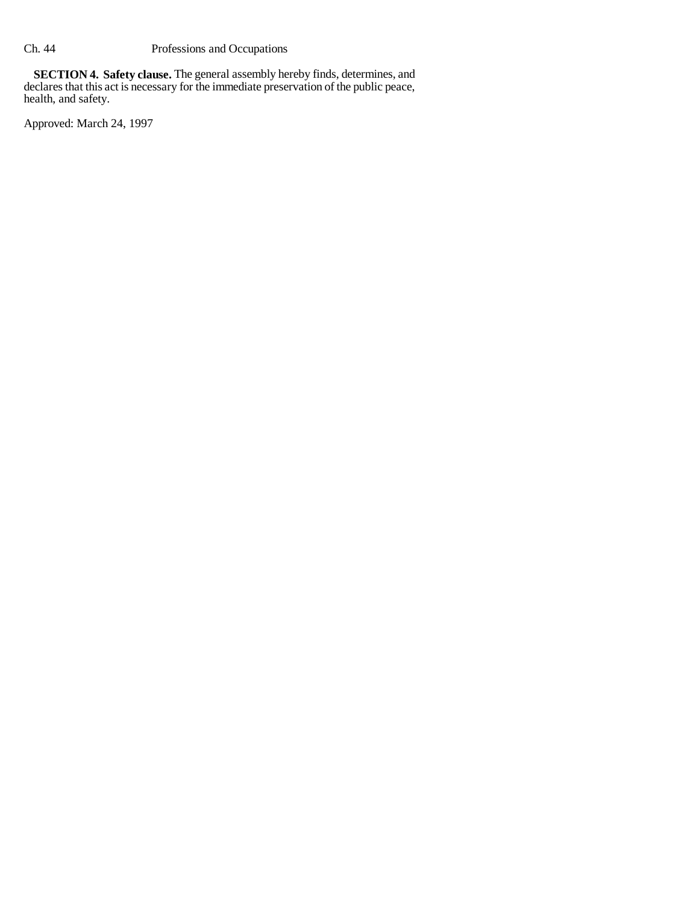**SECTION 4. Safety clause.** The general assembly hereby finds, determines, and declares that this act is necessary for the immediate preservation of the public peace, health, and safety.

Approved: March 24, 1997